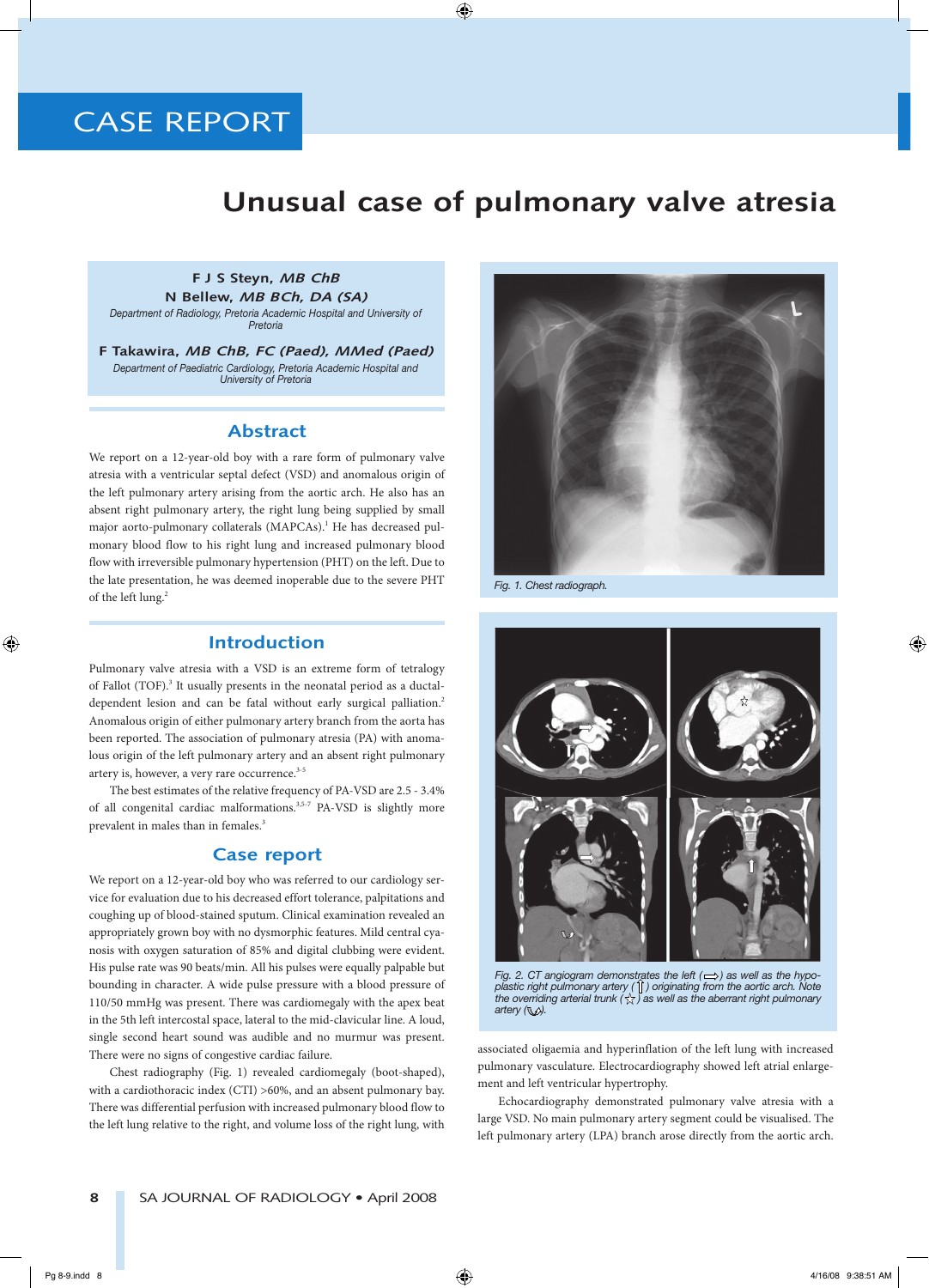CASE REPORT

# Unusual case of pulmonary valve atresia

**F J S Steyn,** ***MB ChB***
**N Bellew,** ***MB BCh, DA (SA)***
*Department of Radiology, Pretoria Academic Hospital and University of Pretoria*

**F Takawira,** ***MB ChB, FC (Paed), MMed (Paed)***
*Department of Paediatric Cardiology, Pretoria Academic Hospital and University of Pretoria*

## Abstract

We report on a 12-year-old boy with a rare form of pulmonary valve atresia with a ventricular septal defect (VSD) and anomalous origin of the left pulmonary artery arising from the aortic arch. He also has an absent right pulmonary artery, the right lung being supplied by small major aorto-pulmonary collaterals (MAPCAs).[1] He has decreased pulmonary blood flow to his right lung and increased pulmonary blood flow with irreversible pulmonary hypertension (PHT) on the left. Due to the late presentation, he was deemed inoperable due to the severe PHT of the left lung.[2]

## Introduction

Pulmonary valve atresia with a VSD is an extreme form of tetralogy of Fallot (TOF).[3] It usually presents in the neonatal period as a ductal-dependent lesion and can be fatal without early surgical palliation.[2] Anomalous origin of either pulmonary artery branch from the aorta has been reported. The association of pulmonary atresia (PA) with anomalous origin of the left pulmonary artery and an absent right pulmonary artery is, however, a very rare occurrence.[3-5]

The best estimates of the relative frequency of PA-VSD are 2.5 - 3.4% of all congenital cardiac malformations.[3,5-7] PA-VSD is slightly more prevalent in males than in females.[3]

## Case report

We report on a 12-year-old boy who was referred to our cardiology service for evaluation due to his decreased effort tolerance, palpitations and coughing up of blood-stained sputum. Clinical examination revealed an appropriately grown boy with no dysmorphic features. Mild central cyanosis with oxygen saturation of 85% and digital clubbing were evident. His pulse rate was 90 beats/min. All his pulses were equally palpable but bounding in character. A wide pulse pressure with a blood pressure of 110/50 mmHg was present. There was cardiomegaly with the apex beat in the 5th left intercostal space, lateral to the mid-clavicular line. A loud, single second heart sound was audible and no murmur was present. There were no signs of congestive cardiac failure.

Chest radiography (Fig. 1) revealed cardiomegaly (boot-shaped), with a cardiothoracic index (CTI) >60%, and an absent pulmonary bay. There was differential perfusion with increased pulmonary blood flow to the left lung relative to the right, and volume loss of the right lung, with associated oligaemia and hyperinflation of the left lung with increased pulmonary vasculature. Electrocardiography showed left atrial enlargement and left ventricular hypertrophy.

Echocardiography demonstrated pulmonary valve atresia with a large VSD. No main pulmonary artery segment could be visualised. The left pulmonary artery (LPA) branch arose directly from the aortic arch.

*Fig. 1. Chest radiograph.*

*Fig. 2. CT angiogram demonstrates the left (⇨) as well as the hypoplastic right pulmonary artery (⇧) originating from the aortic arch. Note the overriding arterial trunk (☆) as well as the aberrant right pulmonary artery (↬).*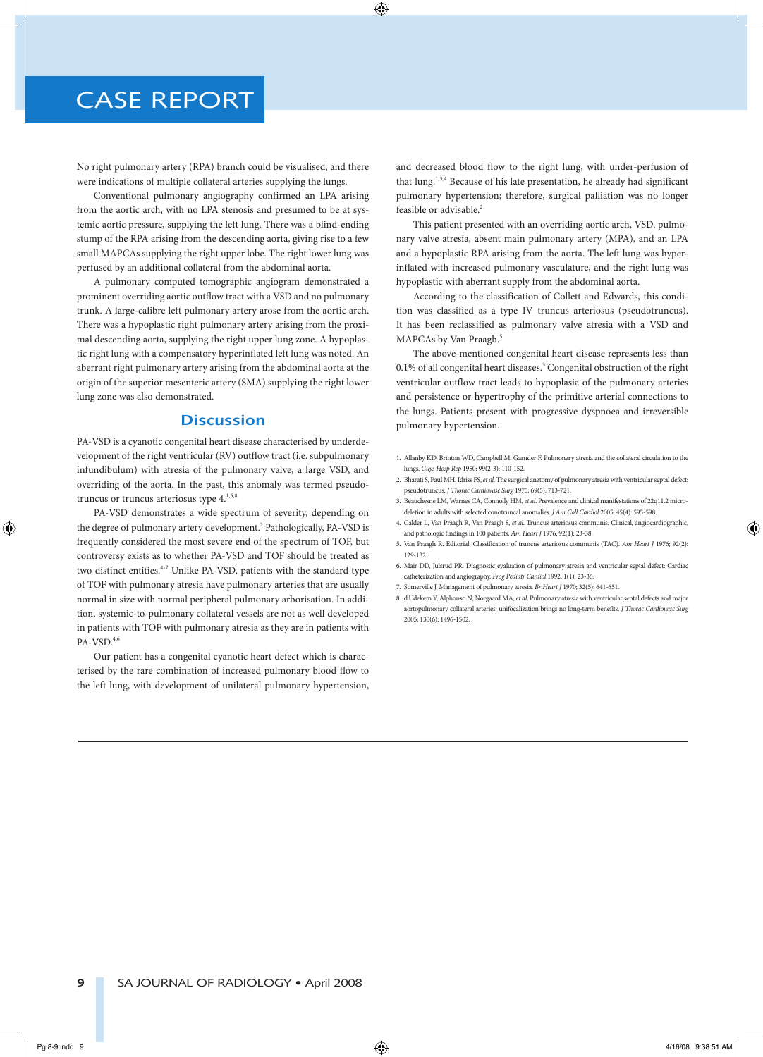No right pulmonary artery (RPA) branch could be visualised, and there were indications of multiple collateral arteries supplying the lungs.

Conventional pulmonary angiography confirmed an LPA arising from the aortic arch, with no LPA stenosis and presumed to be at systemic aortic pressure, supplying the left lung. There was a blind-ending stump of the RPA arising from the descending aorta, giving rise to a few small MAPCAs supplying the right upper lobe. The right lower lung was perfused by an additional collateral from the abdominal aorta.

A pulmonary computed tomographic angiogram demonstrated a prominent overriding aortic outflow tract with a VSD and no pulmonary trunk. A large-calibre left pulmonary artery arose from the aortic arch. There was a hypoplastic right pulmonary artery arising from the proximal descending aorta, supplying the right upper lung zone. A hypoplastic right lung with a compensatory hyperinflated left lung was noted. An aberrant right pulmonary artery arising from the abdominal aorta at the origin of the superior mesenteric artery (SMA) supplying the right lower lung zone was also demonstrated.

## Discussion

PA-VSD is a cyanotic congenital heart disease characterised by underdevelopment of the right ventricular (RV) outflow tract (i.e. subpulmonary infundibulum) with atresia of the pulmonary valve, a large VSD, and overriding of the aorta. In the past, this anomaly was termed pseudotruncus or truncus arteriosus type 4.[1,5,8]

PA-VSD demonstrates a wide spectrum of severity, depending on the degree of pulmonary artery development.[2] Pathologically, PA-VSD is frequently considered the most severe end of the spectrum of TOF, but controversy exists as to whether PA-VSD and TOF should be treated as two distinct entities.[4-7] Unlike PA-VSD, patients with the standard type of TOF with pulmonary atresia have pulmonary arteries that are usually normal in size with normal peripheral pulmonary arborisation. In addition, systemic-to-pulmonary collateral vessels are not as well developed in patients with TOF with pulmonary atresia as they are in patients with PA-VSD.[4,6]

Our patient has a congenital cyanotic heart defect which is characterised by the rare combination of increased pulmonary blood flow to the left lung, with development of unilateral pulmonary hypertension, and decreased blood flow to the right lung, with under-perfusion of that lung.[1,3,4] Because of his late presentation, he already had significant pulmonary hypertension; therefore, surgical palliation was no longer feasible or advisable.[2]

This patient presented with an overriding aortic arch, VSD, pulmonary valve atresia, absent main pulmonary artery (MPA), and an LPA and a hypoplastic RPA arising from the aorta. The left lung was hyperinflated with increased pulmonary vasculature, and the right lung was hypoplastic with arterial supply from the abdominal aorta.

According to the classification of Collett and Edwards, this condition was classified as a type IV truncus arteriosus (pseudotruncus). It has been reclassified as pulmonary valve atresia with a VSD and MAPCAs by Van Praagh.[5]

The above-mentioned congenital heart disease represents less than 0.1% of all congenital heart diseases.[3] Congenital obstruction of the right ventricular outflow tract leads to hypoplasia of the pulmonary arteries and persistence or hypertrophy of the primitive arterial connections to the lungs. Patients present with progressive dyspnoea and irreversible pulmonary hypertension.

1. Allanby KD, Brinton WD, Campbell M, Garnder F. Pulmonary atresia and the collateral circulation to the lungs. *Guys Hosp Rep* 1950; 99(2-3): 110-152.
2. Bharati S, Paul MH, Idriss FS, *et al.* The surgical anatomy of pulmonary atresia with ventricular septal defect: pseudotruncus. *J Thorac Cardiovasc Surg* 1975; 69(5): 713-721.
3. Beauchesne LM, Warnes CA, Connolly HM, *et al.* Prevalence and clinical manifestations of 22q11.2 microdeletion in adults with selected conotruncal anomalies. *J Am Coll Cardiol* 2005; 45(4): 595-598.
4. Calder L, Van Praagh R, Van Praagh S, *et al.* Truncus arteriosus communis. Clinical, angiocardiographic, and pathologic findings in 100 patients. *Am Heart J* 1976; 92(1): 23-38.
5. Van Praagh R. Editorial: Classification of truncus arteriosus communis (TAC). *Am Heart J* 1976; 92(2): 129-132.
6. Mair DD, Julsrud PR. Diagnostic evaluation of pulmonary atresia and ventricular septal defect: Cardiac catheterization and angiography. *Prog Pediatr Cardiol* 1992; 1(1): 23-36.
7. Somerville J. Management of pulmonary atresia. *Br Heart J* 1970; 32(5): 641-651.
8. d'Udekem Y, Alphonso N, Norgaard MA, *et al.* Pulmonary atresia with ventricular septal defects and major aortopulmonary collateral arteries: unifocalization brings no long-term benefits. *J Thorac Cardiovasc Surg* 2005; 130(6): 1496-1502.